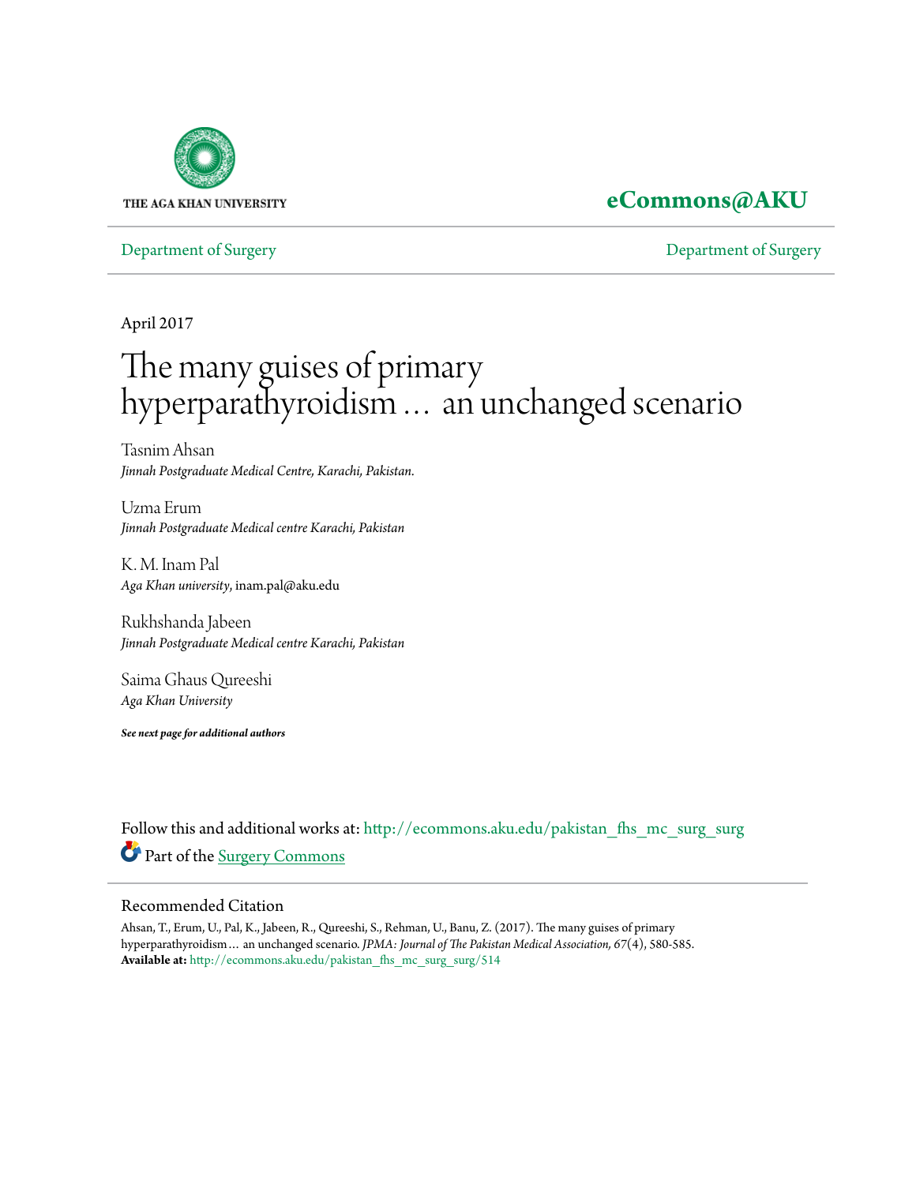THE AGA KHAN UNIVERSITY

**eCommons@AKU**

Department of Surgery | Department of Surgery

April 2017

# The many guises of primary hyperparathyroidism … an unchanged scenario

Tasnim Ahsan
*Jinnah Postgraduate Medical Centre, Karachi, Pakistan.*

Uzma Erum
*Jinnah Postgraduate Medical centre Karachi, Pakistan*

K. M. Inam Pal
*Aga Khan university*, inam.pal@aku.edu

Rukhshanda Jabeen
*Jinnah Postgraduate Medical centre Karachi, Pakistan*

Saima Ghaus Qureeshi
*Aga Khan University*

***See next page for additional authors***

Follow this and additional works at: http://ecommons.aku.edu/pakistan_fhs_mc_surg_surg

Part of the Surgery Commons

## Recommended Citation

Ahsan, T., Erum, U., Pal, K., Jabeen, R., Qureeshi, S., Rehman, U., Banu, Z. (2017). The many guises of primary hyperparathyroidism … an unchanged scenario. *JPMA: Journal of The Pakistan Medical Association, 67*(4), 580-585.
**Available at:** http://ecommons.aku.edu/pakistan_fhs_mc_surg_surg/514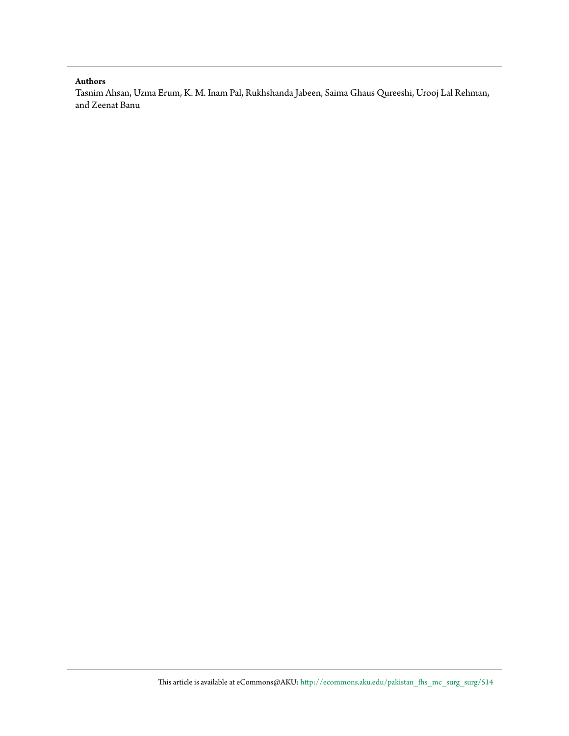**Authors**

Tasnim Ahsan, Uzma Erum, K. M. Inam Pal, Rukhshanda Jabeen, Saima Ghaus Qureeshi, Urooj Lal Rehman, and Zeenat Banu

This article is available at eCommons@AKU: http://ecommons.aku.edu/pakistan_fhs_mc_surg_surg/514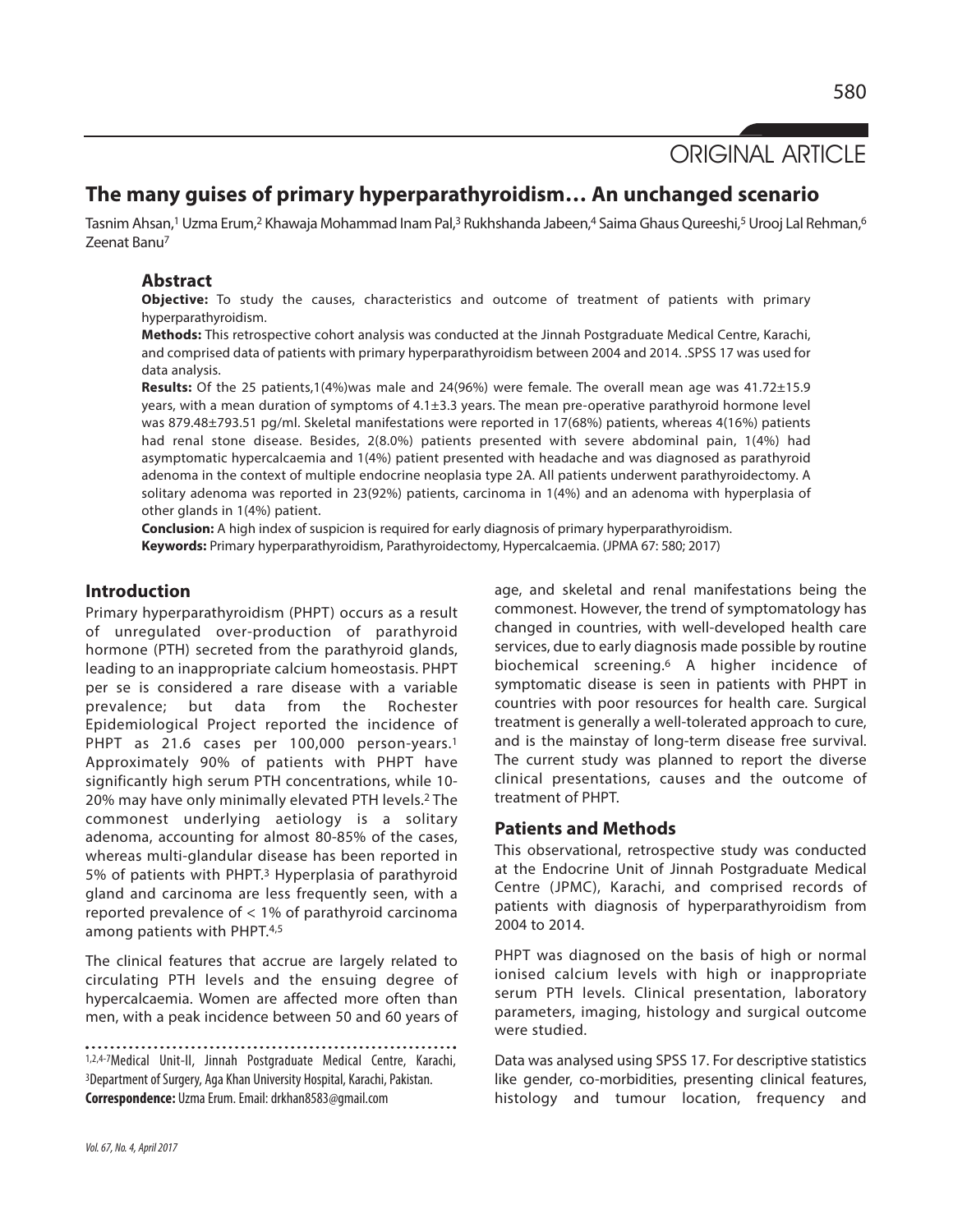ORIGINAL ARTICLE

# The many guises of primary hyperparathyroidism… An unchanged scenario

Tasnim Ahsan,[1] Uzma Erum,[2] Khawaja Mohammad Inam Pal,[3] Rukhshanda Jabeen,[4] Saima Ghaus Qureeshi,[5] Urooj Lal Rehman,[6] Zeenat Banu[7]

## Abstract

**Objective:** To study the causes, characteristics and outcome of treatment of patients with primary hyperparathyroidism.

**Methods:** This retrospective cohort analysis was conducted at the Jinnah Postgraduate Medical Centre, Karachi, and comprised data of patients with primary hyperparathyroidism between 2004 and 2014. .SPSS 17 was used for data analysis.

**Results:** Of the 25 patients,1(4%)was male and 24(96%) were female. The overall mean age was 41.72±15.9 years, with a mean duration of symptoms of 4.1±3.3 years. The mean pre-operative parathyroid hormone level was 879.48±793.51 pg/ml. Skeletal manifestations were reported in 17(68%) patients, whereas 4(16%) patients had renal stone disease. Besides, 2(8.0%) patients presented with severe abdominal pain, 1(4%) had asymptomatic hypercalcaemia and 1(4%) patient presented with headache and was diagnosed as parathyroid adenoma in the context of multiple endocrine neoplasia type 2A. All patients underwent parathyroidectomy. A solitary adenoma was reported in 23(92%) patients, carcinoma in 1(4%) and an adenoma with hyperplasia of other glands in 1(4%) patient.

**Conclusion:** A high index of suspicion is required for early diagnosis of primary hyperparathyroidism.

**Keywords:** Primary hyperparathyroidism, Parathyroidectomy, Hypercalcaemia. (JPMA 67: 580; 2017)

## Introduction

Primary hyperparathyroidism (PHPT) occurs as a result of unregulated over-production of parathyroid hormone (PTH) secreted from the parathyroid glands, leading to an inappropriate calcium homeostasis. PHPT per se is considered a rare disease with a variable prevalence; but data from the Rochester Epidemiological Project reported the incidence of PHPT as 21.6 cases per 100,000 person-years.[1] Approximately 90% of patients with PHPT have significantly high serum PTH concentrations, while 10-20% may have only minimally elevated PTH levels.[2] The commonest underlying aetiology is a solitary adenoma, accounting for almost 80-85% of the cases, whereas multi-glandular disease has been reported in 5% of patients with PHPT.[3] Hyperplasia of parathyroid gland and carcinoma are less frequently seen, with a reported prevalence of < 1% of parathyroid carcinoma among patients with PHPT.[4,5]

The clinical features that accrue are largely related to circulating PTH levels and the ensuing degree of hypercalcaemia. Women are affected more often than men, with a peak incidence between 50 and 60 years of age, and skeletal and renal manifestations being the commonest. However, the trend of symptomatology has changed in countries, with well-developed health care services, due to early diagnosis made possible by routine biochemical screening.[6] A higher incidence of symptomatic disease is seen in patients with PHPT in countries with poor resources for health care. Surgical treatment is generally a well-tolerated approach to cure, and is the mainstay of long-term disease free survival. The current study was planned to report the diverse clinical presentations, causes and the outcome of treatment of PHPT.

## Patients and Methods

This observational, retrospective study was conducted at the Endocrine Unit of Jinnah Postgraduate Medical Centre (JPMC), Karachi, and comprised records of patients with diagnosis of hyperparathyroidism from 2004 to 2014.

PHPT was diagnosed on the basis of high or normal ionised calcium levels with high or inappropriate serum PTH levels. Clinical presentation, laboratory parameters, imaging, histology and surgical outcome were studied.

Data was analysed using SPSS 17. For descriptive statistics like gender, co-morbidities, presenting clinical features, histology and tumour location, frequency and

[1,2,4-7]Medical Unit-II, Jinnah Postgraduate Medical Centre, Karachi, [3]Department of Surgery, Aga Khan University Hospital, Karachi, Pakistan.

**Correspondence:** Uzma Erum. Email: drkhan8583@gmail.com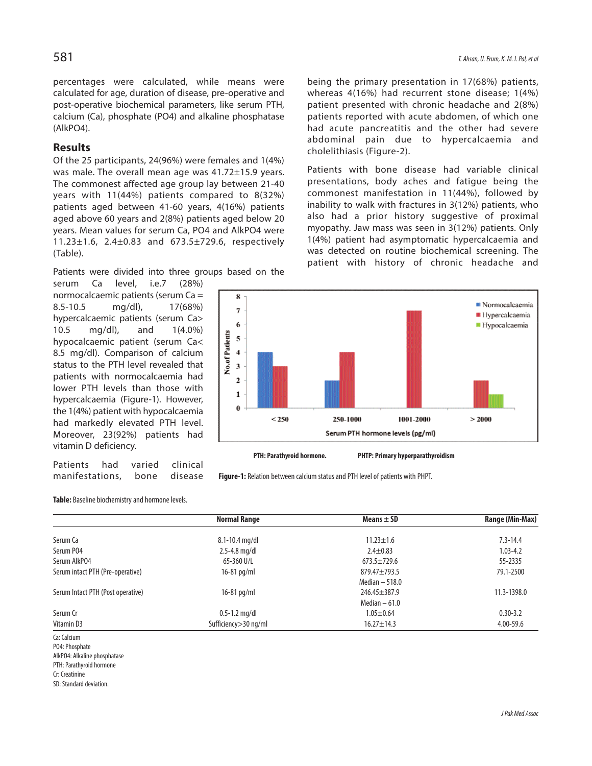percentages were calculated, while means were calculated for age, duration of disease, pre-operative and post-operative biochemical parameters, like serum PTH, calcium (Ca), phosphate (PO4) and alkaline phosphatase (AlkPO4).

## Results

Of the 25 participants, 24(96%) were females and 1(4%) was male. The overall mean age was 41.72±15.9 years. The commonest affected age group lay between 21-40 years with 11(44%) patients compared to 8(32%) patients aged between 41-60 years, 4(16%) patients aged above 60 years and 2(8%) patients aged below 20 years. Mean values for serum Ca, PO4 and AlkPO4 were 11.23±1.6, 2.4±0.83 and 673.5±729.6, respectively (Table).

Patients were divided into three groups based on the serum Ca level, i.e.7 (28%) normocalcaemic patients (serum Ca = 8.5-10.5 mg/dl), 17(68%) hypercalcaemic patients (serum Ca> 10.5 mg/dl), and 1(4.0%) hypocalcaemic patient (serum Ca< 8.5 mg/dl). Comparison of calcium status to the PTH level revealed that patients with normocalcaemia had lower PTH levels than those with hypercalcaemia (Figure-1). However, the 1(4%) patient with hypocalcaemia had markedly elevated PTH level. Moreover, 23(92%) patients had vitamin D deficiency.

Patients had varied clinical manifestations, bone disease being the primary presentation in 17(68%) patients, whereas 4(16%) had recurrent stone disease; 1(4%) patient presented with chronic headache and 2(8%) patients reported with acute abdomen, of which one had acute pancreatitis and the other had severe abdominal pain due to hypercalcaemia and cholelithiasis (Figure-2).

Patients with bone disease had variable clinical presentations, body aches and fatigue being the commonest manifestation in 11(44%), followed by inability to walk with fractures in 3(12%) patients, who also had a prior history suggestive of proximal myopathy. Jaw mass was seen in 3(12%) patients. Only 1(4%) patient had asymptomatic hypercalcaemia and was detected on routine biochemical screening. The patient with history of chronic headache and

PTH: Parathyroid hormone. PHTP: Primary hyperparathyroidism

**Figure-1:** Relation between calcium status and PTH level of patients with PHPT.

**Table:** Baseline biochemistry and hormone levels.

| | Normal Range | Means ± SD | Range (Min-Max) |
|---|---|---|---|
| Serum Ca | 8.1-10.4 mg/dl | 11.23±1.6 | 7.3-14.4 |
| Serum PO4 | 2.5-4.8 mg/dl | 2.4±0.83 | 1.03-4.2 |
| Serum AlkPO4 | 65-360 U/L | 673.5±729.6 | 55-2335 |
| Serum intact PTH (Pre-operative) | 16-81 pg/ml | 879.47±793.5<br>Median – 518.0 | 79.1-2500 |
| Serum Intact PTH (Post operative) | 16-81 pg/ml | 246.45±387.9<br>Median – 61.0 | 11.3-1398.0 |
| Serum Cr | 0.5-1.2 mg/dl | 1.05±0.64 | 0.30-3.2 |
| Vitamin D3 | Sufficiency>30 ng/ml | 16.27±14.3 | 4.00-59.6 |

Ca: Calcium
PO4: Phosphate
AlkPO4: Alkaline phosphatase
PTH: Parathyroid hormone
Cr: Creatinine
SD: Standard deviation.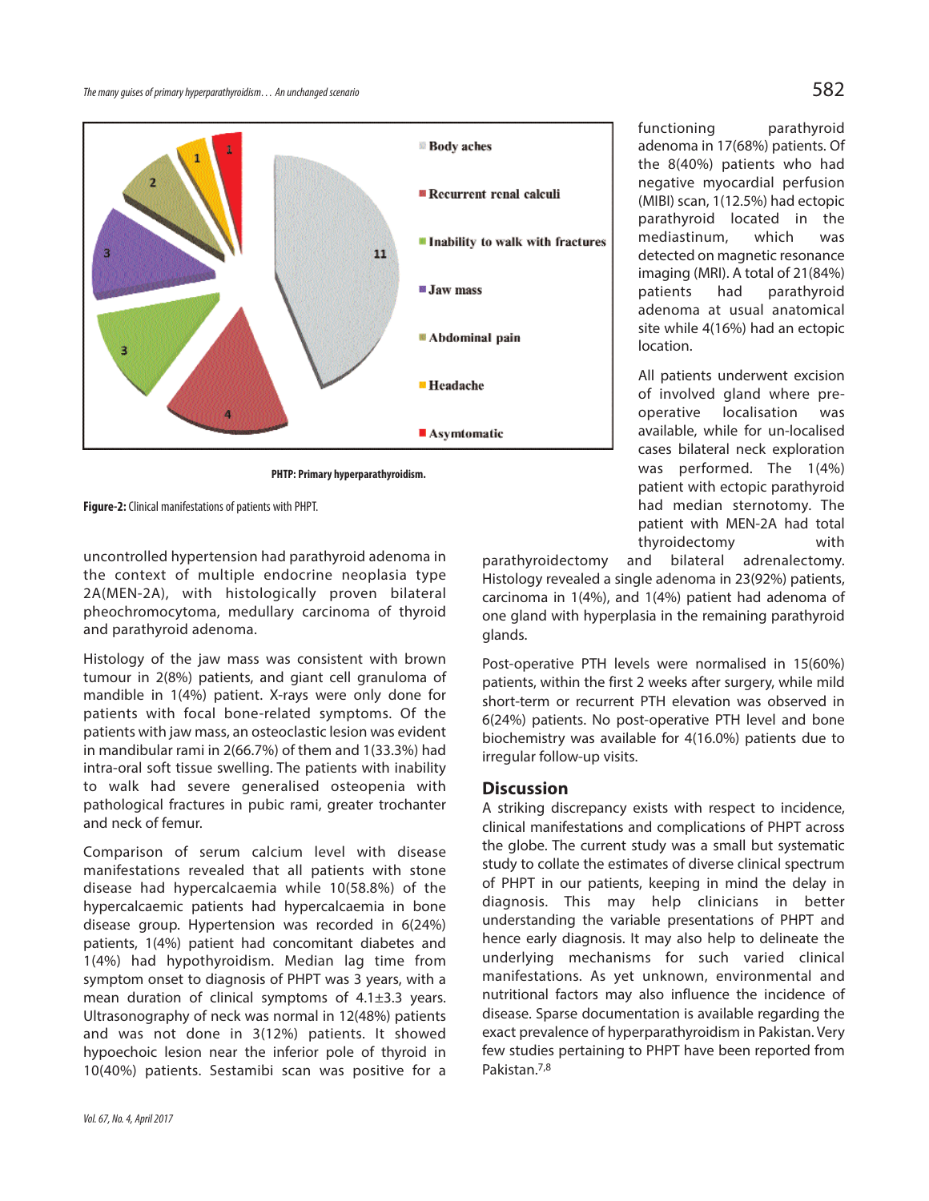PHTP: Primary hyperparathyroidism.

**Figure-2:** Clinical manifestations of patients with PHPT.

uncontrolled hypertension had parathyroid adenoma in the context of multiple endocrine neoplasia type 2A(MEN-2A), with histologically proven bilateral pheochromocytoma, medullary carcinoma of thyroid and parathyroid adenoma.

Histology of the jaw mass was consistent with brown tumour in 2(8%) patients, and giant cell granuloma of mandible in 1(4%) patient. X-rays were only done for patients with focal bone-related symptoms. Of the patients with jaw mass, an osteoclastic lesion was evident in mandibular rami in 2(66.7%) of them and 1(33.3%) had intra-oral soft tissue swelling. The patients with inability to walk had severe generalised osteopenia with pathological fractures in pubic rami, greater trochanter and neck of femur.

Comparison of serum calcium level with disease manifestations revealed that all patients with stone disease had hypercalcaemia while 10(58.8%) of the hypercalcaemic patients had hypercalcaemia in bone disease group. Hypertension was recorded in 6(24%) patients, 1(4%) patient had concomitant diabetes and 1(4%) had hypothyroidism. Median lag time from symptom onset to diagnosis of PHPT was 3 years, with a mean duration of clinical symptoms of 4.1±3.3 years. Ultrasonography of neck was normal in 12(48%) patients and was not done in 3(12%) patients. It showed hypoechoic lesion near the inferior pole of thyroid in 10(40%) patients. Sestamibi scan was positive for a functioning parathyroid adenoma in 17(68%) patients. Of the 8(40%) patients who had negative myocardial perfusion (MIBI) scan, 1(12.5%) had ectopic parathyroid located in the mediastinum, which was detected on magnetic resonance imaging (MRI). A total of 21(84%) patients had parathyroid adenoma at usual anatomical site while 4(16%) had an ectopic location.

All patients underwent excision of involved gland where pre-operative localisation was available, while for un-localised cases bilateral neck exploration was performed. The 1(4%) patient with ectopic parathyroid had median sternotomy. The patient with MEN-2A had total thyroidectomy with parathyroidectomy and bilateral adrenalectomy. Histology revealed a single adenoma in 23(92%) patients, carcinoma in 1(4%), and 1(4%) patient had adenoma of one gland with hyperplasia in the remaining parathyroid glands.

Post-operative PTH levels were normalised in 15(60%) patients, within the first 2 weeks after surgery, while mild short-term or recurrent PTH elevation was observed in 6(24%) patients. No post-operative PTH level and bone biochemistry was available for 4(16.0%) patients due to irregular follow-up visits.

## Discussion

A striking discrepancy exists with respect to incidence, clinical manifestations and complications of PHPT across the globe. The current study was a small but systematic study to collate the estimates of diverse clinical spectrum of PHPT in our patients, keeping in mind the delay in diagnosis. This may help clinicians in better understanding the variable presentations of PHPT and hence early diagnosis. It may also help to delineate the underlying mechanisms for such varied clinical manifestations. As yet unknown, environmental and nutritional factors may also influence the incidence of disease. Sparse documentation is available regarding the exact prevalence of hyperparathyroidism in Pakistan. Very few studies pertaining to PHPT have been reported from Pakistan.[7,8]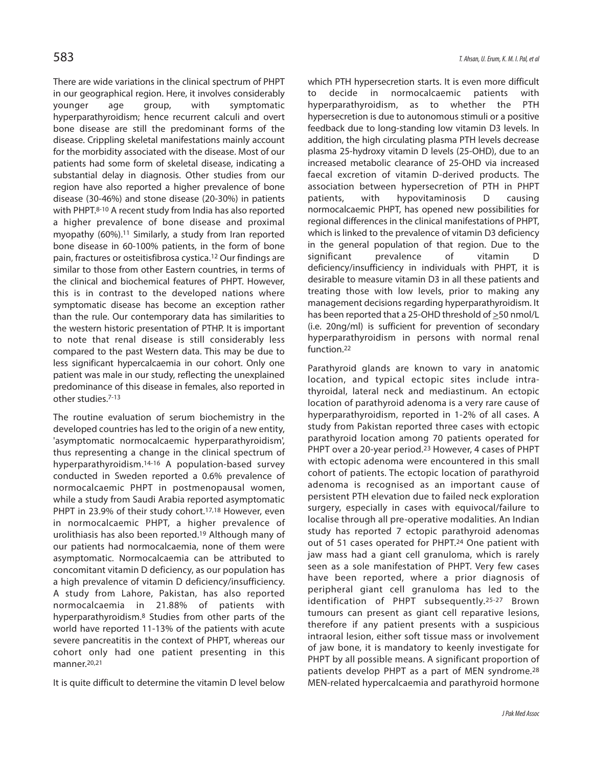There are wide variations in the clinical spectrum of PHPT in our geographical region. Here, it involves considerably younger age group, with symptomatic hyperparathyroidism; hence recurrent calculi and overt bone disease are still the predominant forms of the disease. Crippling skeletal manifestations mainly account for the morbidity associated with the disease. Most of our patients had some form of skeletal disease, indicating a substantial delay in diagnosis. Other studies from our region have also reported a higher prevalence of bone disease (30-46%) and stone disease (20-30%) in patients with PHPT.[8-10] A recent study from India has also reported a higher prevalence of bone disease and proximal myopathy (60%).[11] Similarly, a study from Iran reported bone disease in 60-100% patients, in the form of bone pain, fractures or osteitisfibrosa cystica.[12] Our findings are similar to those from other Eastern countries, in terms of the clinical and biochemical features of PHPT. However, this is in contrast to the developed nations where symptomatic disease has become an exception rather than the rule. Our contemporary data has similarities to the western historic presentation of PTHP. It is important to note that renal disease is still considerably less compared to the past Western data. This may be due to less significant hypercalcaemia in our cohort. Only one patient was male in our study, reflecting the unexplained predominance of this disease in females, also reported in other studies.[7-13]

The routine evaluation of serum biochemistry in the developed countries has led to the origin of a new entity, 'asymptomatic normocalcaemic hyperparathyroidism', thus representing a change in the clinical spectrum of hyperparathyroidism.[14-16] A population-based survey conducted in Sweden reported a 0.6% prevalence of normocalcaemic PHPT in postmenopausal women, while a study from Saudi Arabia reported asymptomatic PHPT in 23.9% of their study cohort.[17,18] However, even in normocalcaemic PHPT, a higher prevalence of urolithiasis has also been reported.[19] Although many of our patients had normocalcaemia, none of them were asymptomatic. Normocalcaemia can be attributed to concomitant vitamin D deficiency, as our population has a high prevalence of vitamin D deficiency/insufficiency. A study from Lahore, Pakistan, has also reported normocalcaemia in 21.88% of patients with hyperparathyroidism.[8] Studies from other parts of the world have reported 11-13% of the patients with acute severe pancreatitis in the context of PHPT, whereas our cohort only had one patient presenting in this manner.[20,21]

It is quite difficult to determine the vitamin D level below which PTH hypersecretion starts. It is even more difficult to decide in normocalcaemic patients with hyperparathyroidism, as to whether the PTH hypersecretion is due to autonomous stimuli or a positive feedback due to long-standing low vitamin D3 levels. In addition, the high circulating plasma PTH levels decrease plasma 25-hydroxy vitamin D levels (25-OHD), due to an increased metabolic clearance of 25-OHD via increased faecal excretion of vitamin D-derived products. The association between hypersecretion of PTH in PHPT patients, with hypovitaminosis D causing normocalcaemic PHPT, has opened new possibilities for regional differences in the clinical manifestations of PHPT, which is linked to the prevalence of vitamin D3 deficiency in the general population of that region. Due to the significant prevalence of vitamin D deficiency/insufficiency in individuals with PHPT, it is desirable to measure vitamin D3 in all these patients and treating those with low levels, prior to making any management decisions regarding hyperparathyroidism. It has been reported that a 25-OHD threshold of $\geq$50 nmol/L (i.e. 20ng/ml) is sufficient for prevention of secondary hyperparathyroidism in persons with normal renal function.[22]

Parathyroid glands are known to vary in anatomic location, and typical ectopic sites include intra-thyroidal, lateral neck and mediastinum. An ectopic location of parathyroid adenoma is a very rare cause of hyperparathyroidism, reported in 1-2% of all cases. A study from Pakistan reported three cases with ectopic parathyroid location among 70 patients operated for PHPT over a 20-year period.[23] However, 4 cases of PHPT with ectopic adenoma were encountered in this small cohort of patients. The ectopic location of parathyroid adenoma is recognised as an important cause of persistent PTH elevation due to failed neck exploration surgery, especially in cases with equivocal/failure to localise through all pre-operative modalities. An Indian study has reported 7 ectopic parathyroid adenomas out of 51 cases operated for PHPT.[24] One patient with jaw mass had a giant cell granuloma, which is rarely seen as a sole manifestation of PHPT. Very few cases have been reported, where a prior diagnosis of peripheral giant cell granuloma has led to the identification of PHPT subsequently.[25-27] Brown tumours can present as giant cell reparative lesions, therefore if any patient presents with a suspicious intraoral lesion, either soft tissue mass or involvement of jaw bone, it is mandatory to keenly investigate for PHPT by all possible means. A significant proportion of patients develop PHPT as a part of MEN syndrome.[28] MEN-related hypercalcaemia and parathyroid hormone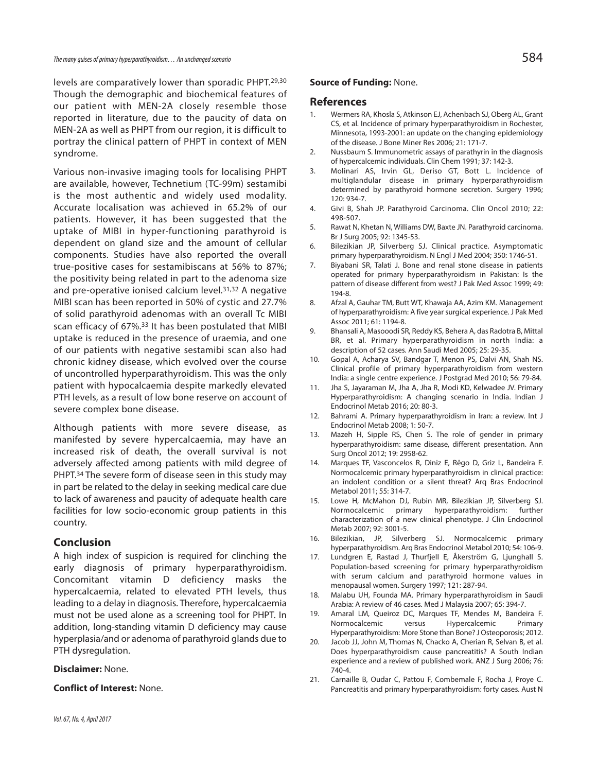levels are comparatively lower than sporadic PHPT.[29,30] Though the demographic and biochemical features of our patient with MEN-2A closely resemble those reported in literature, due to the paucity of data on MEN-2A as well as PHPT from our region, it is difficult to portray the clinical pattern of PHPT in context of MEN syndrome.

Various non-invasive imaging tools for localising PHPT are available, however, Technetium (TC-99m) sestamibi is the most authentic and widely used modality. Accurate localisation was achieved in 65.2% of our patients. However, it has been suggested that the uptake of MIBI in hyper-functioning parathyroid is dependent on gland size and the amount of cellular components. Studies have also reported the overall true-positive cases for sestamibiscans at 56% to 87%; the positivity being related in part to the adenoma size and pre-operative ionised calcium level.[31,32] A negative MIBI scan has been reported in 50% of cystic and 27.7% of solid parathyroid adenomas with an overall Tc MIBI scan efficacy of 67%.[33] It has been postulated that MIBI uptake is reduced in the presence of uraemia, and one of our patients with negative sestamibi scan also had chronic kidney disease, which evolved over the course of uncontrolled hyperparathyroidism. This was the only patient with hypocalcaemia despite markedly elevated PTH levels, as a result of low bone reserve on account of severe complex bone disease.

Although patients with more severe disease, as manifested by severe hypercalcaemia, may have an increased risk of death, the overall survival is not adversely affected among patients with mild degree of PHPT.[34] The severe form of disease seen in this study may in part be related to the delay in seeking medical care due to lack of awareness and paucity of adequate health care facilities for low socio-economic group patients in this country.

## Conclusion

A high index of suspicion is required for clinching the early diagnosis of primary hyperparathyroidism. Concomitant vitamin D deficiency masks the hypercalcaemia, related to elevated PTH levels, thus leading to a delay in diagnosis. Therefore, hypercalcaemia must not be used alone as a screening tool for PHPT. In addition, long-standing vitamin D deficiency may cause hyperplasia/and or adenoma of parathyroid glands due to PTH dysregulation.

**Disclaimer:** None.

**Conflict of Interest:** None.

**Source of Funding:** None.

## References

1. Wermers RA, Khosla S, Atkinson EJ, Achenbach SJ, Oberg AL, Grant CS, et al. Incidence of primary hyperparathyroidism in Rochester, Minnesota, 1993-2001: an update on the changing epidemiology of the disease. J Bone Miner Res 2006; 21: 171-7.
2. Nussbaum S. Immunometric assays of parathyrin in the diagnosis of hypercalcemic individuals. Clin Chem 1991; 37: 142-3.
3. Molinari AS, Irvin GL, Deriso GT, Bott L. Incidence of multiglandular disease in primary hyperparathyroidism determined by parathyroid hormone secretion. Surgery 1996; 120: 934-7.
4. Givi B, Shah JP. Parathyroid Carcinoma. Clin Oncol 2010; 22: 498-507.
5. Rawat N, Khetan N, Williams DW, Baxte JN. Parathyroid carcinoma. Br J Surg 2005; 92: 1345-53.
6. Bilezikian JP, Silverberg SJ. Clinical practice. Asymptomatic primary hyperparathyroidism. N Engl J Med 2004; 350: 1746-51.
7. Biyabani SR, Talati J. Bone and renal stone disease in patients operated for primary hyperparathyroidism in Pakistan: Is the pattern of disease different from west? J Pak Med Assoc 1999; 49: 194-8.
8. Afzal A, Gauhar TM, Butt WT, Khawaja AA, Azim KM. Management of hyperparathyroidism: A five year surgical experience. J Pak Med Assoc 2011; 61: 1194-8.
9. Bhansali A, Masooodi SR, Reddy KS, Behera A, das Radotra B, Mittal BR, et al. Primary hyperparathyroidism in north India: a description of 52 cases. Ann Saudi Med 2005; 25: 29-35.
10. Gopal A, Acharya SV, Bandgar T, Menon PS, Dalvi AN, Shah NS. Clinical profile of primary hyperparathyroidism from western India: a single centre experience. J Postgrad Med 2010; 56: 79-84.
11. Jha S, Jayaraman M, Jha A, Jha R, Modi KD, Kelwadee JV. Primary Hyperparathyroidism: A changing scenario in India. Indian J Endocrinol Metab 2016; 20: 80-3.
12. Bahrami A. Primary hyperparathyroidism in Iran: a review. Int J Endocrinol Metab 2008; 1: 50-7.
13. Mazeh H, Sipple RS, Chen S. The role of gender in primary hyperparathyroidism: same disease, different presentation. Ann Surg Oncol 2012; 19: 2958-62.
14. Marques TF, Vasconcelos R, Diniz E, Rêgo D, Griz L, Bandeira F. Normocalcemic primary hyperparathyroidism in clinical practice: an indolent condition or a silent threat? Arq Bras Endocrinol Metabol 2011; 55: 314-7.
15. Lowe H, McMahon DJ, Rubin MR, Bilezikian JP, Silverberg SJ. Normocalcemic primary hyperparathyroidism: further characterization of a new clinical phenotype. J Clin Endocrinol Metab 2007; 92: 3001-5.
16. Bilezikian, JP, Silverberg SJ. Normocalcemic primary hyperparathyroidism. Arq Bras Endocrinol Metabol 2010; 54: 106-9.
17. Lundgren E, Rastad J, Thurfjell E, Åkerström G, Ljunghall S. Population-based screening for primary hyperparathyroidism with serum calcium and parathyroid hormone values in menopausal women. Surgery 1997; 121: 287-94.
18. Malabu UH, Founda MA. Primary hyperparathyroidism in Saudi Arabia: A review of 46 cases. Med J Malaysia 2007; 65: 394-7.
19. Amaral LM, Queiroz DC, Marques TF, Mendes M, Bandeira F. Normocalcemic versus Hypercalcemic Primary Hyperparathyroidism: More Stone than Bone? J Osteoporosis; 2012.
20. Jacob JJ, John M, Thomas N, Chacko A, Cherian R, Selvan B, et al. Does hyperparathyroidism cause pancreatitis? A South Indian experience and a review of published work. ANZ J Surg 2006; 76: 740-4.
21. Carnaille B, Oudar C, Pattou F, Combemale F, Rocha J, Proye C. Pancreatitis and primary hyperparathyroidism: forty cases. Aust N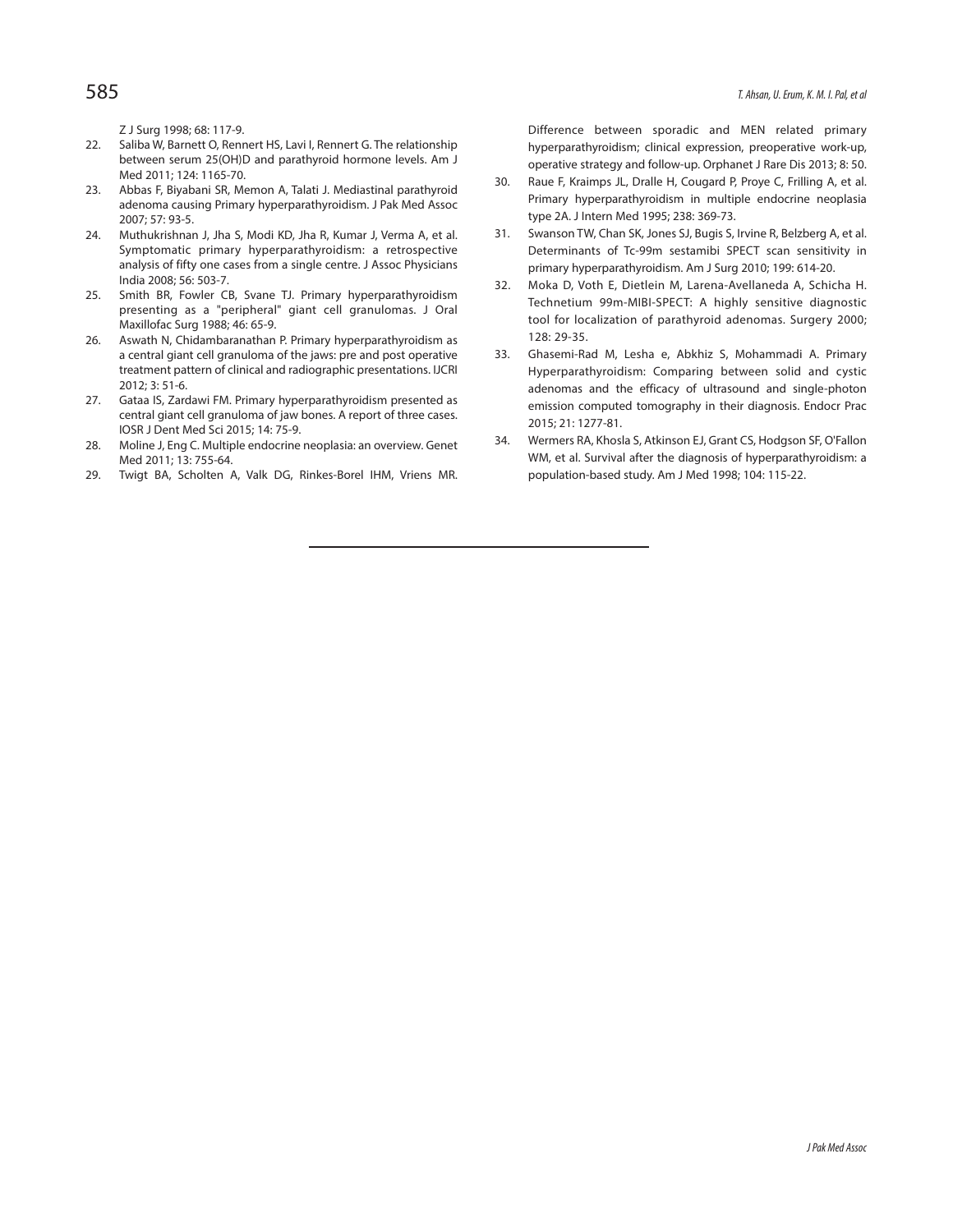Z J Surg 1998; 68: 117-9.

22. Saliba W, Barnett O, Rennert HS, Lavi I, Rennert G. The relationship between serum 25(OH)D and parathyroid hormone levels. Am J Med 2011; 124: 1165-70.
23. Abbas F, Biyabani SR, Memon A, Talati J. Mediastinal parathyroid adenoma causing Primary hyperparathyroidism. J Pak Med Assoc 2007; 57: 93-5.
24. Muthukrishnan J, Jha S, Modi KD, Jha R, Kumar J, Verma A, et al. Symptomatic primary hyperparathyroidism: a retrospective analysis of fifty one cases from a single centre. J Assoc Physicians India 2008; 56: 503-7.
25. Smith BR, Fowler CB, Svane TJ. Primary hyperparathyroidism presenting as a "peripheral" giant cell granulomas. J Oral Maxillofac Surg 1988; 46: 65-9.
26. Aswath N, Chidambaranathan P. Primary hyperparathyroidism as a central giant cell granuloma of the jaws: pre and post operative treatment pattern of clinical and radiographic presentations. IJCRI 2012; 3: 51-6.
27. Gataa IS, Zardawi FM. Primary hyperparathyroidism presented as central giant cell granuloma of jaw bones. A report of three cases. IOSR J Dent Med Sci 2015; 14: 75-9.
28. Moline J, Eng C. Multiple endocrine neoplasia: an overview. Genet Med 2011; 13: 755-64.
29. Twigt BA, Scholten A, Valk DG, Rinkes-Borel IHM, Vriens MR. Difference between sporadic and MEN related primary hyperparathyroidism; clinical expression, preoperative work-up, operative strategy and follow-up. Orphanet J Rare Dis 2013; 8: 50.
30. Raue F, Kraimps JL, Dralle H, Cougard P, Proye C, Frilling A, et al. Primary hyperparathyroidism in multiple endocrine neoplasia type 2A. J Intern Med 1995; 238: 369-73.
31. Swanson TW, Chan SK, Jones SJ, Bugis S, Irvine R, Belzberg A, et al. Determinants of Tc-99m sestamibi SPECT scan sensitivity in primary hyperparathyroidism. Am J Surg 2010; 199: 614-20.
32. Moka D, Voth E, Dietlein M, Larena-Avellaneda A, Schicha H. Technetium 99m-MIBI-SPECT: A highly sensitive diagnostic tool for localization of parathyroid adenomas. Surgery 2000; 128: 29-35.
33. Ghasemi-Rad M, Lesha e, Abkhiz S, Mohammadi A. Primary Hyperparathyroidism: Comparing between solid and cystic adenomas and the efficacy of ultrasound and single-photon emission computed tomography in their diagnosis. Endocr Prac 2015; 21: 1277-81.
34. Wermers RA, Khosla S, Atkinson EJ, Grant CS, Hodgson SF, O'Fallon WM, et al. Survival after the diagnosis of hyperparathyroidism: a population-based study. Am J Med 1998; 104: 115-22.